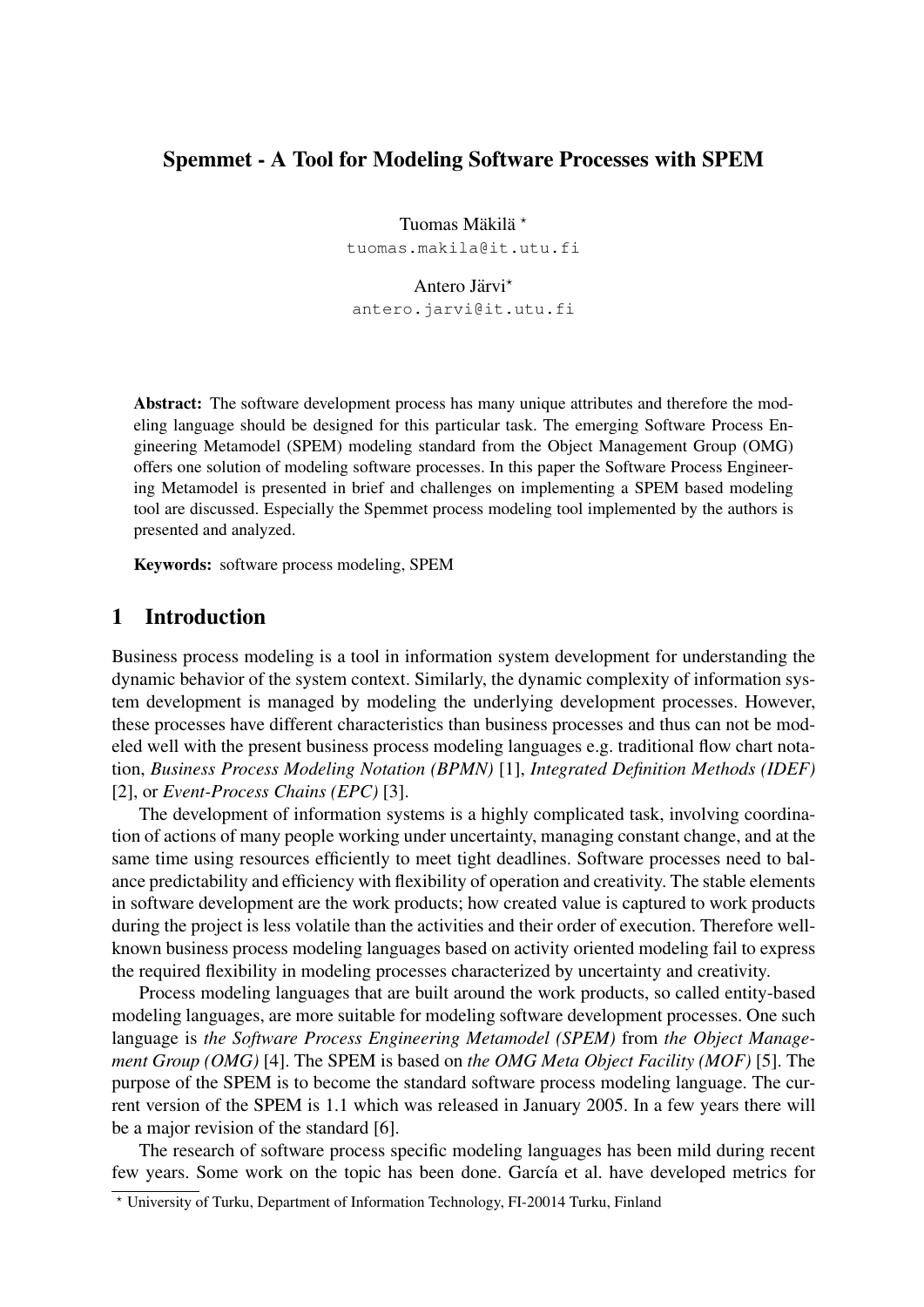# Spemmet - A Tool for Modeling Software Processes with SPEM

Tuomas Mäkilä *
tuomas.makila@it.utu.fi

Antero Järvi*
antero.jarvi@it.utu.fi

**Abstract:** The software development process has many unique attributes and therefore the modeling language should be designed for this particular task. The emerging Software Process Engineering Metamodel (SPEM) modeling standard from the Object Management Group (OMG) offers one solution of modeling software processes. In this paper the Software Process Engineering Metamodel is presented in brief and challenges on implementing a SPEM based modeling tool are discussed. Especially the Spemmet process modeling tool implemented by the authors is presented and analyzed.

**Keywords:** software process modeling, SPEM

## 1 Introduction

Business process modeling is a tool in information system development for understanding the dynamic behavior of the system context. Similarly, the dynamic complexity of information system development is managed by modeling the underlying development processes. However, these processes have different characteristics than business processes and thus can not be modeled well with the present business process modeling languages e.g. traditional flow chart notation, *Business Process Modeling Notation (BPMN)* [1], *Integrated Definition Methods (IDEF)* [2], or *Event-Process Chains (EPC)* [3].

The development of information systems is a highly complicated task, involving coordination of actions of many people working under uncertainty, managing constant change, and at the same time using resources efficiently to meet tight deadlines. Software processes need to balance predictability and efficiency with flexibility of operation and creativity. The stable elements in software development are the work products; how created value is captured to work products during the project is less volatile than the activities and their order of execution. Therefore well-known business process modeling languages based on activity oriented modeling fail to express the required flexibility in modeling processes characterized by uncertainty and creativity.

Process modeling languages that are built around the work products, so called entity-based modeling languages, are more suitable for modeling software development processes. One such language is *the Software Process Engineering Metamodel (SPEM)* from *the Object Management Group (OMG)* [4]. The SPEM is based on *the OMG Meta Object Facility (MOF)* [5]. The purpose of the SPEM is to become the standard software process modeling language. The current version of the SPEM is 1.1 which was released in January 2005. In a few years there will be a major revision of the standard [6].

The research of software process specific modeling languages has been mild during recent few years. Some work on the topic has been done. García et al. have developed metrics for

* University of Turku, Department of Information Technology, FI-20014 Turku, Finland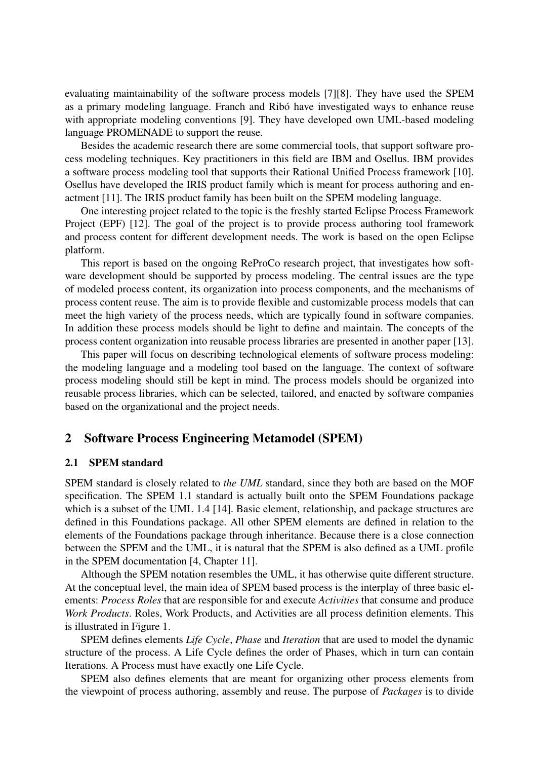evaluating maintainability of the software process models [7][8]. They have used the SPEM as a primary modeling language. Franch and Ribó have investigated ways to enhance reuse with appropriate modeling conventions [9]. They have developed own UML-based modeling language PROMENADE to support the reuse.

Besides the academic research there are some commercial tools, that support software process modeling techniques. Key practitioners in this field are IBM and Osellus. IBM provides a software process modeling tool that supports their Rational Unified Process framework [10]. Osellus have developed the IRIS product family which is meant for process authoring and enactment [11]. The IRIS product family has been built on the SPEM modeling language.

One interesting project related to the topic is the freshly started Eclipse Process Framework Project (EPF) [12]. The goal of the project is to provide process authoring tool framework and process content for different development needs. The work is based on the open Eclipse platform.

This report is based on the ongoing ReProCo research project, that investigates how software development should be supported by process modeling. The central issues are the type of modeled process content, its organization into process components, and the mechanisms of process content reuse. The aim is to provide flexible and customizable process models that can meet the high variety of the process needs, which are typically found in software companies. In addition these process models should be light to define and maintain. The concepts of the process content organization into reusable process libraries are presented in another paper [13].

This paper will focus on describing technological elements of software process modeling: the modeling language and a modeling tool based on the language. The context of software process modeling should still be kept in mind. The process models should be organized into reusable process libraries, which can be selected, tailored, and enacted by software companies based on the organizational and the project needs.

## 2 Software Process Engineering Metamodel (SPEM)

### 2.1 SPEM standard

SPEM standard is closely related to *the UML* standard, since they both are based on the MOF specification. The SPEM 1.1 standard is actually built onto the SPEM Foundations package which is a subset of the UML 1.4 [14]. Basic element, relationship, and package structures are defined in this Foundations package. All other SPEM elements are defined in relation to the elements of the Foundations package through inheritance. Because there is a close connection between the SPEM and the UML, it is natural that the SPEM is also defined as a UML profile in the SPEM documentation [4, Chapter 11].

Although the SPEM notation resembles the UML, it has otherwise quite different structure. At the conceptual level, the main idea of SPEM based process is the interplay of three basic elements: *Process Roles* that are responsible for and execute *Activities* that consume and produce *Work Products*. Roles, Work Products, and Activities are all process definition elements. This is illustrated in Figure 1.

SPEM defines elements *Life Cycle*, *Phase* and *Iteration* that are used to model the dynamic structure of the process. A Life Cycle defines the order of Phases, which in turn can contain Iterations. A Process must have exactly one Life Cycle.

SPEM also defines elements that are meant for organizing other process elements from the viewpoint of process authoring, assembly and reuse. The purpose of *Packages* is to divide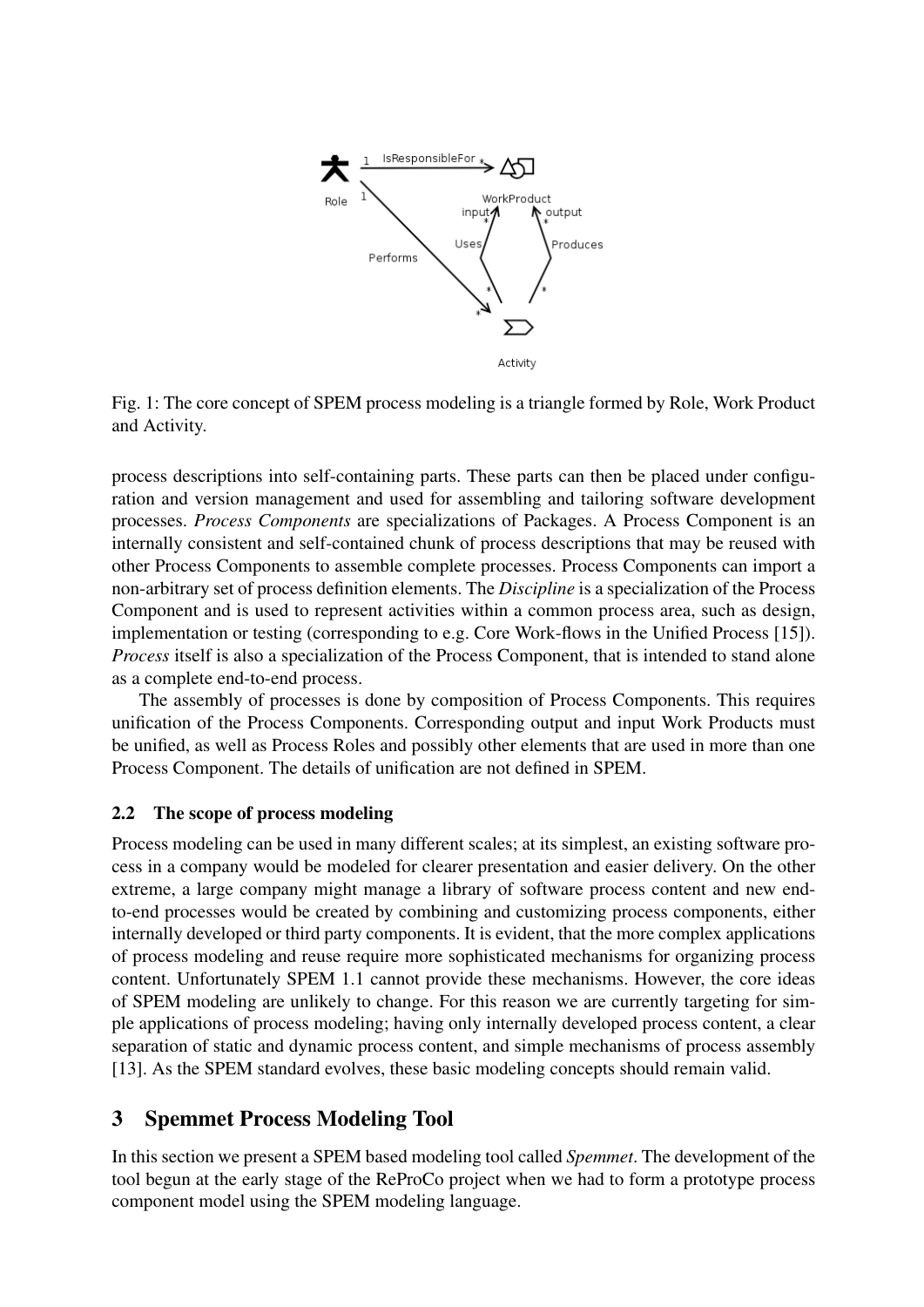Fig. 1: The core concept of SPEM process modeling is a triangle formed by Role, Work Product and Activity.

process descriptions into self-containing parts. These parts can then be placed under configuration and version management and used for assembling and tailoring software development processes. *Process Components* are specializations of Packages. A Process Component is an internally consistent and self-contained chunk of process descriptions that may be reused with other Process Components to assemble complete processes. Process Components can import a non-arbitrary set of process definition elements. The *Discipline* is a specialization of the Process Component and is used to represent activities within a common process area, such as design, implementation or testing (corresponding to e.g. Core Work-flows in the Unified Process [15]). *Process* itself is also a specialization of the Process Component, that is intended to stand alone as a complete end-to-end process.

The assembly of processes is done by composition of Process Components. This requires unification of the Process Components. Corresponding output and input Work Products must be unified, as well as Process Roles and possibly other elements that are used in more than one Process Component. The details of unification are not defined in SPEM.

### 2.2 The scope of process modeling

Process modeling can be used in many different scales; at its simplest, an existing software process in a company would be modeled for clearer presentation and easier delivery. On the other extreme, a large company might manage a library of software process content and new end-to-end processes would be created by combining and customizing process components, either internally developed or third party components. It is evident, that the more complex applications of process modeling and reuse require more sophisticated mechanisms for organizing process content. Unfortunately SPEM 1.1 cannot provide these mechanisms. However, the core ideas of SPEM modeling are unlikely to change. For this reason we are currently targeting for simple applications of process modeling; having only internally developed process content, a clear separation of static and dynamic process content, and simple mechanisms of process assembly [13]. As the SPEM standard evolves, these basic modeling concepts should remain valid.

## 3 Spemmet Process Modeling Tool

In this section we present a SPEM based modeling tool called *Spemmet*. The development of the tool begun at the early stage of the ReProCo project when we had to form a prototype process component model using the SPEM modeling language.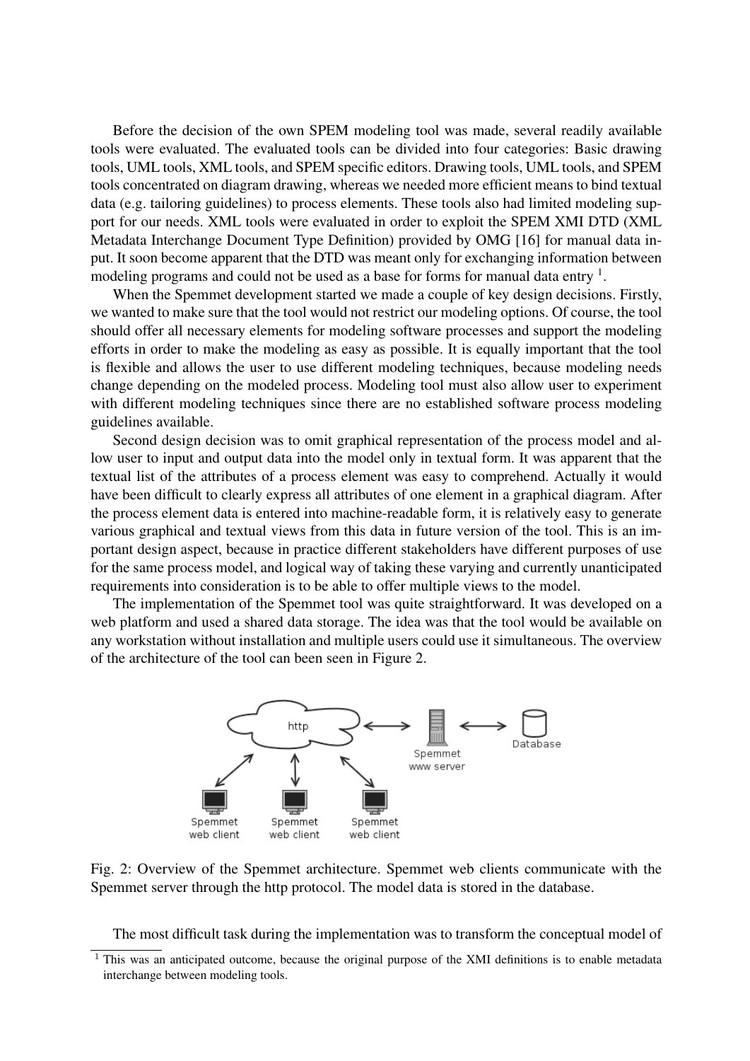Before the decision of the own SPEM modeling tool was made, several readily available tools were evaluated. The evaluated tools can be divided into four categories: Basic drawing tools, UML tools, XML tools, and SPEM specific editors. Drawing tools, UML tools, and SPEM tools concentrated on diagram drawing, whereas we needed more efficient means to bind textual data (e.g. tailoring guidelines) to process elements. These tools also had limited modeling support for our needs. XML tools were evaluated in order to exploit the SPEM XMI DTD (XML Metadata Interchange Document Type Definition) provided by OMG [16] for manual data input. It soon become apparent that the DTD was meant only for exchanging information between modeling programs and could not be used as a base for forms for manual data entry [1].

When the Spemmet development started we made a couple of key design decisions. Firstly, we wanted to make sure that the tool would not restrict our modeling options. Of course, the tool should offer all necessary elements for modeling software processes and support the modeling efforts in order to make the modeling as easy as possible. It is equally important that the tool is flexible and allows the user to use different modeling techniques, because modeling needs change depending on the modeled process. Modeling tool must also allow user to experiment with different modeling techniques since there are no established software process modeling guidelines available.

Second design decision was to omit graphical representation of the process model and allow user to input and output data into the model only in textual form. It was apparent that the textual list of the attributes of a process element was easy to comprehend. Actually it would have been difficult to clearly express all attributes of one element in a graphical diagram. After the process element data is entered into machine-readable form, it is relatively easy to generate various graphical and textual views from this data in future version of the tool. This is an important design aspect, because in practice different stakeholders have different purposes of use for the same process model, and logical way of taking these varying and currently unanticipated requirements into consideration is to be able to offer multiple views to the model.

The implementation of the Spemmet tool was quite straightforward. It was developed on a web platform and used a shared data storage. The idea was that the tool would be available on any workstation without installation and multiple users could use it simultaneous. The overview of the architecture of the tool can been seen in Figure 2.

Fig. 2: Overview of the Spemmet architecture. Spemmet web clients communicate with the Spemmet server through the http protocol. The model data is stored in the database.

The most difficult task during the implementation was to transform the conceptual model of

[1] This was an anticipated outcome, because the original purpose of the XMI definitions is to enable metadata interchange between modeling tools.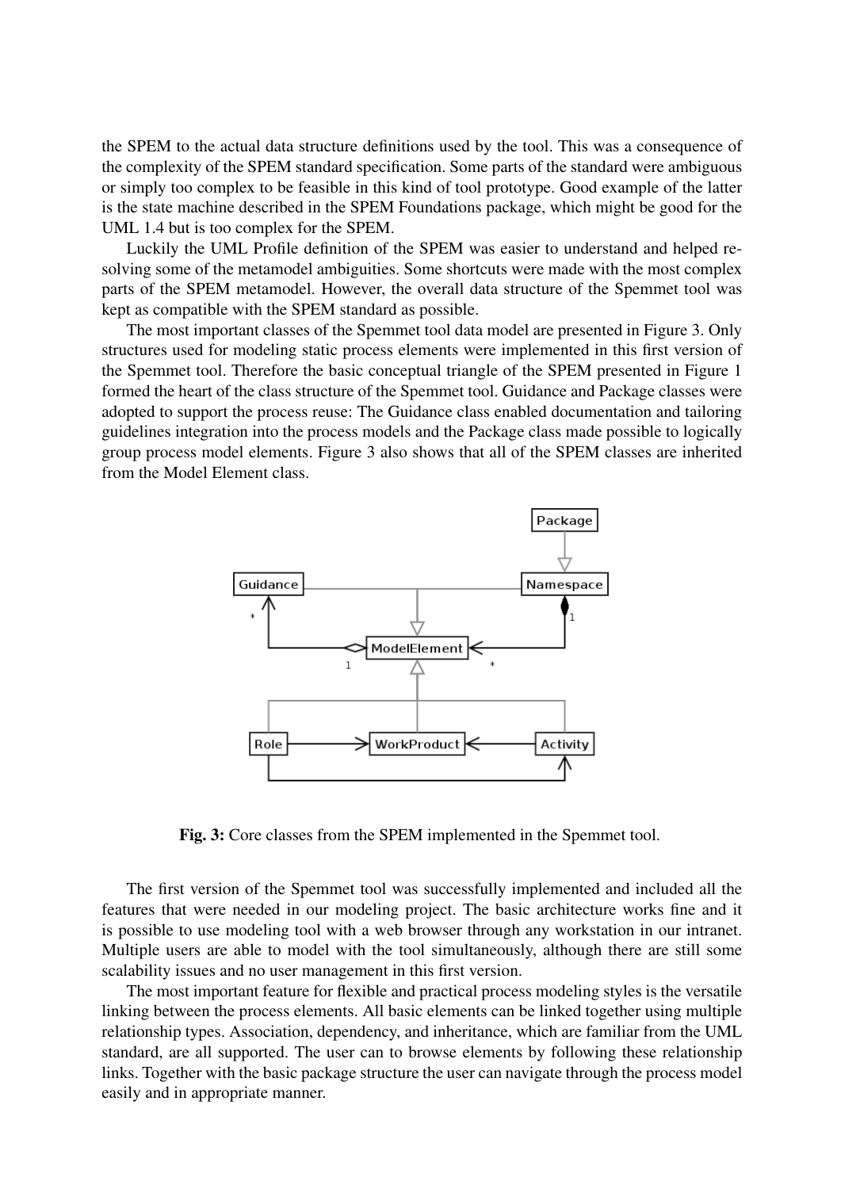the SPEM to the actual data structure definitions used by the tool. This was a consequence of the complexity of the SPEM standard specification. Some parts of the standard were ambiguous or simply too complex to be feasible in this kind of tool prototype. Good example of the latter is the state machine described in the SPEM Foundations package, which might be good for the UML 1.4 but is too complex for the SPEM.

Luckily the UML Profile definition of the SPEM was easier to understand and helped resolving some of the metamodel ambiguities. Some shortcuts were made with the most complex parts of the SPEM metamodel. However, the overall data structure of the Spemmet tool was kept as compatible with the SPEM standard as possible.

The most important classes of the Spemmet tool data model are presented in Figure 3. Only structures used for modeling static process elements were implemented in this first version of the Spemmet tool. Therefore the basic conceptual triangle of the SPEM presented in Figure 1 formed the heart of the class structure of the Spemmet tool. Guidance and Package classes were adopted to support the process reuse: The Guidance class enabled documentation and tailoring guidelines integration into the process models and the Package class made possible to logically group process model elements. Figure 3 also shows that all of the SPEM classes are inherited from the Model Element class.

**Fig. 3:** Core classes from the SPEM implemented in the Spemmet tool.

The first version of the Spemmet tool was successfully implemented and included all the features that were needed in our modeling project. The basic architecture works fine and it is possible to use modeling tool with a web browser through any workstation in our intranet. Multiple users are able to model with the tool simultaneously, although there are still some scalability issues and no user management in this first version.

The most important feature for flexible and practical process modeling styles is the versatile linking between the process elements. All basic elements can be linked together using multiple relationship types. Association, dependency, and inheritance, which are familiar from the UML standard, are all supported. The user can to browse elements by following these relationship links. Together with the basic package structure the user can navigate through the process model easily and in appropriate manner.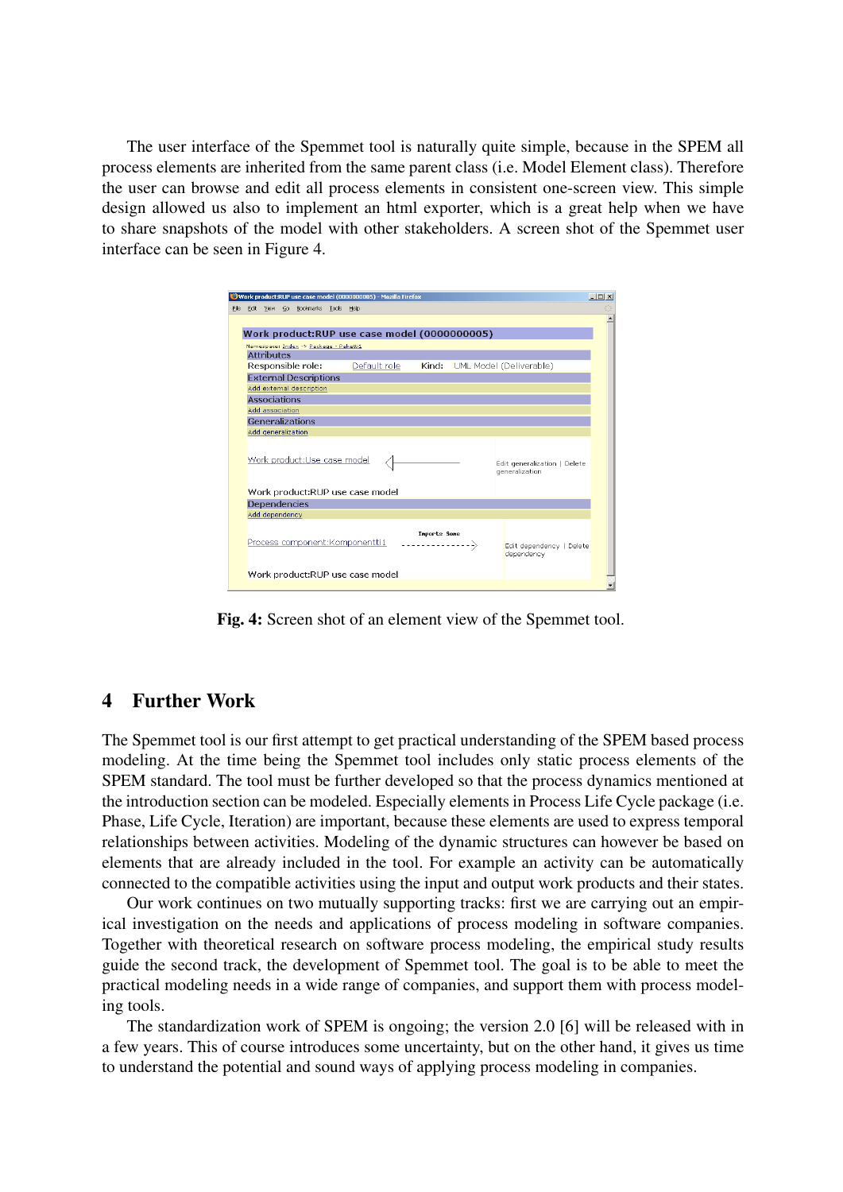The user interface of the Spemmet tool is naturally quite simple, because in the SPEM all process elements are inherited from the same parent class (i.e. Model Element class). Therefore the user can browse and edit all process elements in consistent one-screen view. This simple design allowed us also to implement an html exporter, which is a great help when we have to share snapshots of the model with other stakeholders. A screen shot of the Spemmet user interface can be seen in Figure 4.

**Fig. 4:** Screen shot of an element view of the Spemmet tool.

## 4 Further Work

The Spemmet tool is our first attempt to get practical understanding of the SPEM based process modeling. At the time being the Spemmet tool includes only static process elements of the SPEM standard. The tool must be further developed so that the process dynamics mentioned at the introduction section can be modeled. Especially elements in Process Life Cycle package (i.e. Phase, Life Cycle, Iteration) are important, because these elements are used to express temporal relationships between activities. Modeling of the dynamic structures can however be based on elements that are already included in the tool. For example an activity can be automatically connected to the compatible activities using the input and output work products and their states.

Our work continues on two mutually supporting tracks: first we are carrying out an empirical investigation on the needs and applications of process modeling in software companies. Together with theoretical research on software process modeling, the empirical study results guide the second track, the development of Spemmet tool. The goal is to be able to meet the practical modeling needs in a wide range of companies, and support them with process modeling tools.

The standardization work of SPEM is ongoing; the version 2.0 [6] will be released with in a few years. This of course introduces some uncertainty, but on the other hand, it gives us time to understand the potential and sound ways of applying process modeling in companies.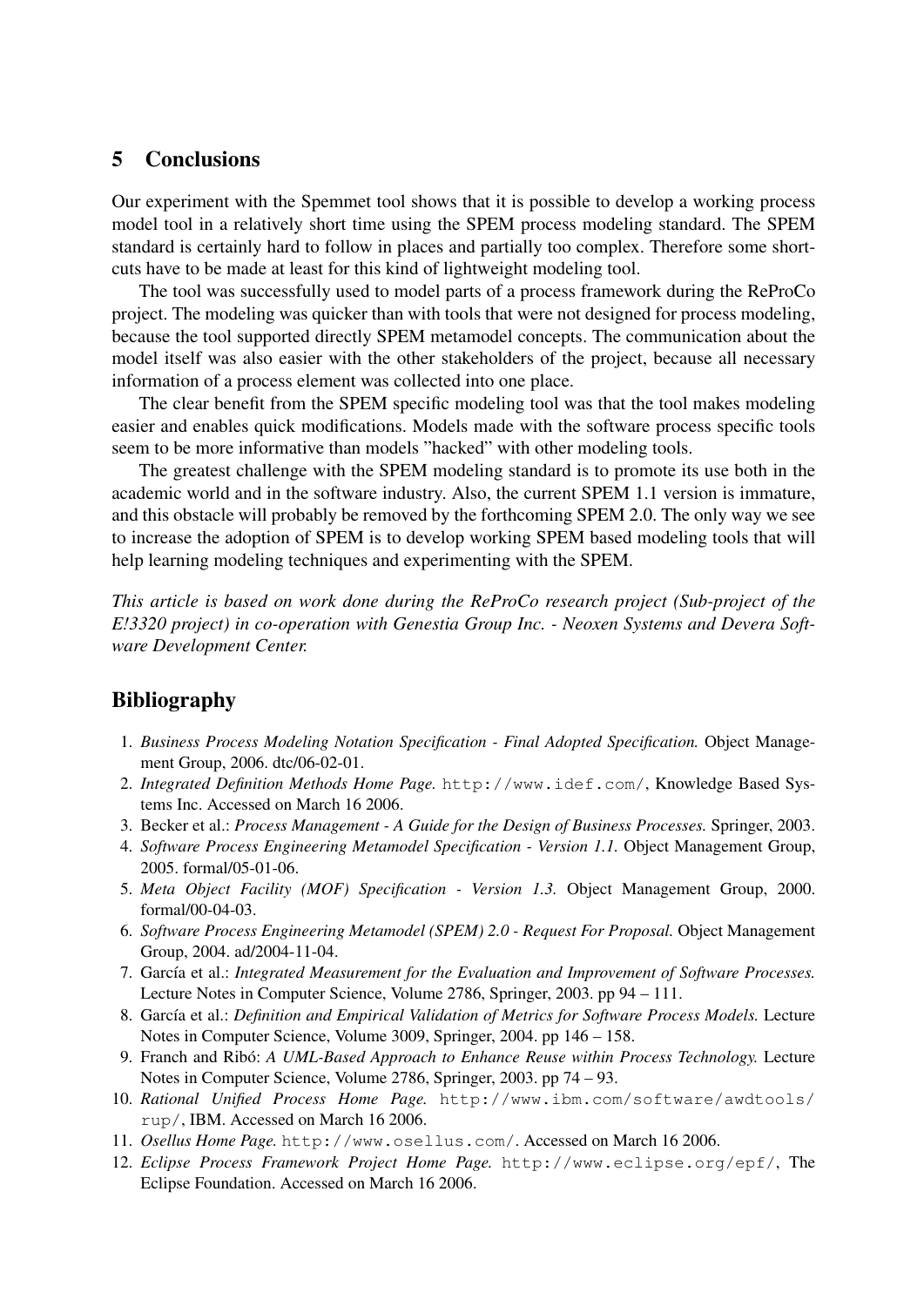## 5 Conclusions

Our experiment with the Spemmet tool shows that it is possible to develop a working process model tool in a relatively short time using the SPEM process modeling standard. The SPEM standard is certainly hard to follow in places and partially too complex. Therefore some shortcuts have to be made at least for this kind of lightweight modeling tool.

The tool was successfully used to model parts of a process framework during the ReProCo project. The modeling was quicker than with tools that were not designed for process modeling, because the tool supported directly SPEM metamodel concepts. The communication about the model itself was also easier with the other stakeholders of the project, because all necessary information of a process element was collected into one place.

The clear benefit from the SPEM specific modeling tool was that the tool makes modeling easier and enables quick modifications. Models made with the software process specific tools seem to be more informative than models "hacked" with other modeling tools.

The greatest challenge with the SPEM modeling standard is to promote its use both in the academic world and in the software industry. Also, the current SPEM 1.1 version is immature, and this obstacle will probably be removed by the forthcoming SPEM 2.0. The only way we see to increase the adoption of SPEM is to develop working SPEM based modeling tools that will help learning modeling techniques and experimenting with the SPEM.

*This article is based on work done during the ReProCo research project (Sub-project of the E!3320 project) in co-operation with Genestia Group Inc. - Neoxen Systems and Devera Software Development Center.*

## Bibliography

1. *Business Process Modeling Notation Specification - Final Adopted Specification.* Object Management Group, 2006. dtc/06-02-01.
2. *Integrated Definition Methods Home Page.* http://www.idef.com/, Knowledge Based Systems Inc. Accessed on March 16 2006.
3. Becker et al.: *Process Management - A Guide for the Design of Business Processes.* Springer, 2003.
4. *Software Process Engineering Metamodel Specification - Version 1.1.* Object Management Group, 2005. formal/05-01-06.
5. *Meta Object Facility (MOF) Specification - Version 1.3.* Object Management Group, 2000. formal/00-04-03.
6. *Software Process Engineering Metamodel (SPEM) 2.0 - Request For Proposal.* Object Management Group, 2004. ad/2004-11-04.
7. García et al.: *Integrated Measurement for the Evaluation and Improvement of Software Processes.* Lecture Notes in Computer Science, Volume 2786, Springer, 2003. pp 94 – 111.
8. García et al.: *Definition and Empirical Validation of Metrics for Software Process Models.* Lecture Notes in Computer Science, Volume 3009, Springer, 2004. pp 146 – 158.
9. Franch and Ribó: *A UML-Based Approach to Enhance Reuse within Process Technology.* Lecture Notes in Computer Science, Volume 2786, Springer, 2003. pp 74 – 93.
10. *Rational Unified Process Home Page.* http://www.ibm.com/software/awdtools/rup/, IBM. Accessed on March 16 2006.
11. *Osellus Home Page.* http://www.osellus.com/. Accessed on March 16 2006.
12. *Eclipse Process Framework Project Home Page.* http://www.eclipse.org/epf/, The Eclipse Foundation. Accessed on March 16 2006.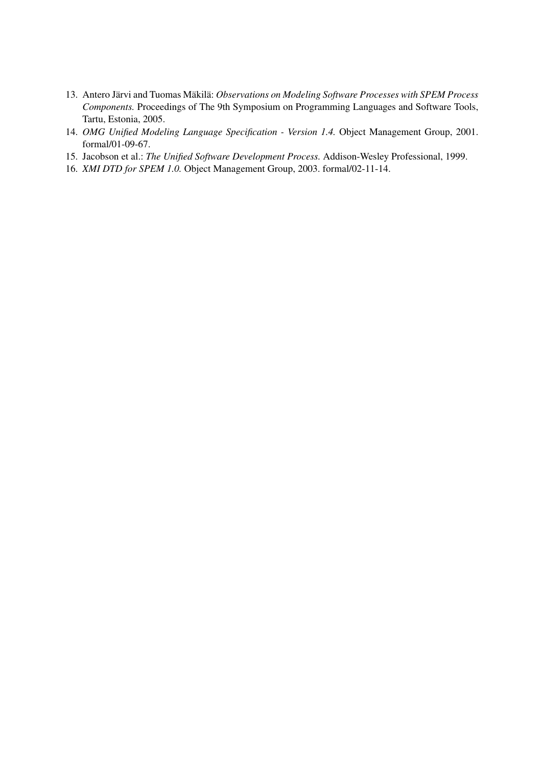13. Antero Järvi and Tuomas Mäkilä: *Observations on Modeling Software Processes with SPEM Process Components.* Proceedings of The 9th Symposium on Programming Languages and Software Tools, Tartu, Estonia, 2005.
14. *OMG Unified Modeling Language Specification - Version 1.4.* Object Management Group, 2001. formal/01-09-67.
15. Jacobson et al.: *The Unified Software Development Process.* Addison-Wesley Professional, 1999.
16. *XMI DTD for SPEM 1.0.* Object Management Group, 2003. formal/02-11-14.